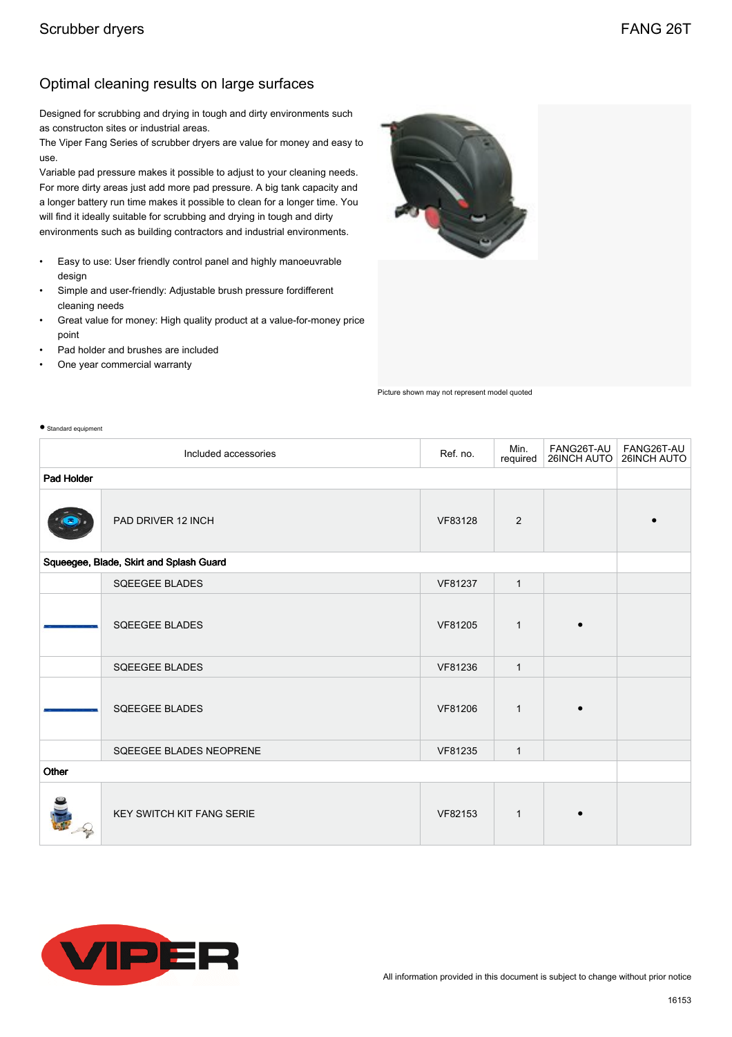Scrubber dryers

FANG 26T

## Optimal cleaning results on large surfaces

Designed for scrubbing and drying in tough and dirty environments such as constructon sites or industrial areas.
The Viper Fang Series of scrubber dryers are value for money and easy to use.
Variable pad pressure makes it possible to adjust to your cleaning needs. For more dirty areas just add more pad pressure. A big tank capacity and a longer battery run time makes it possible to clean for a longer time. You will find it ideally suitable for scrubbing and drying in tough and dirty environments such as building contractors and industrial environments.

- Easy to use: User friendly control panel and highly manoeuvrable design
- Simple and user-friendly: Adjustable brush pressure fordifferent cleaning needs
- Great value for money: High quality product at a value-for-money price point
- Pad holder and brushes are included
- One year commercial warranty

Picture shown may not represent model quoted

● Standard equipment

| | Included accessories | Ref. no. | Min. required | FANG26T-AU 26INCH AUTO | FANG26T-AU 26INCH AUTO |
|---|---|---|---|---|---|
| **Pad Holder** | | | | | |
| | PAD DRIVER 12 INCH | VF83128 | 2 | | • |
| **Squeegee, Blade, Skirt and Splash Guard** | | | | | |
| | SQEEGEE BLADES | VF81237 | 1 | | |
| | SQEEGEE BLADES | VF81205 | 1 | • | |
| | SQEEGEE BLADES | VF81236 | 1 | | |
| | SQEEGEE BLADES | VF81206 | 1 | • | |
| | SQEEGEE BLADES NEOPRENE | VF81235 | 1 | | |
| **Other** | | | | | |
| | KEY SWITCH KIT FANG SERIE | VF82153 | 1 | • | |

All information provided in this document is subject to change without prior notice

16153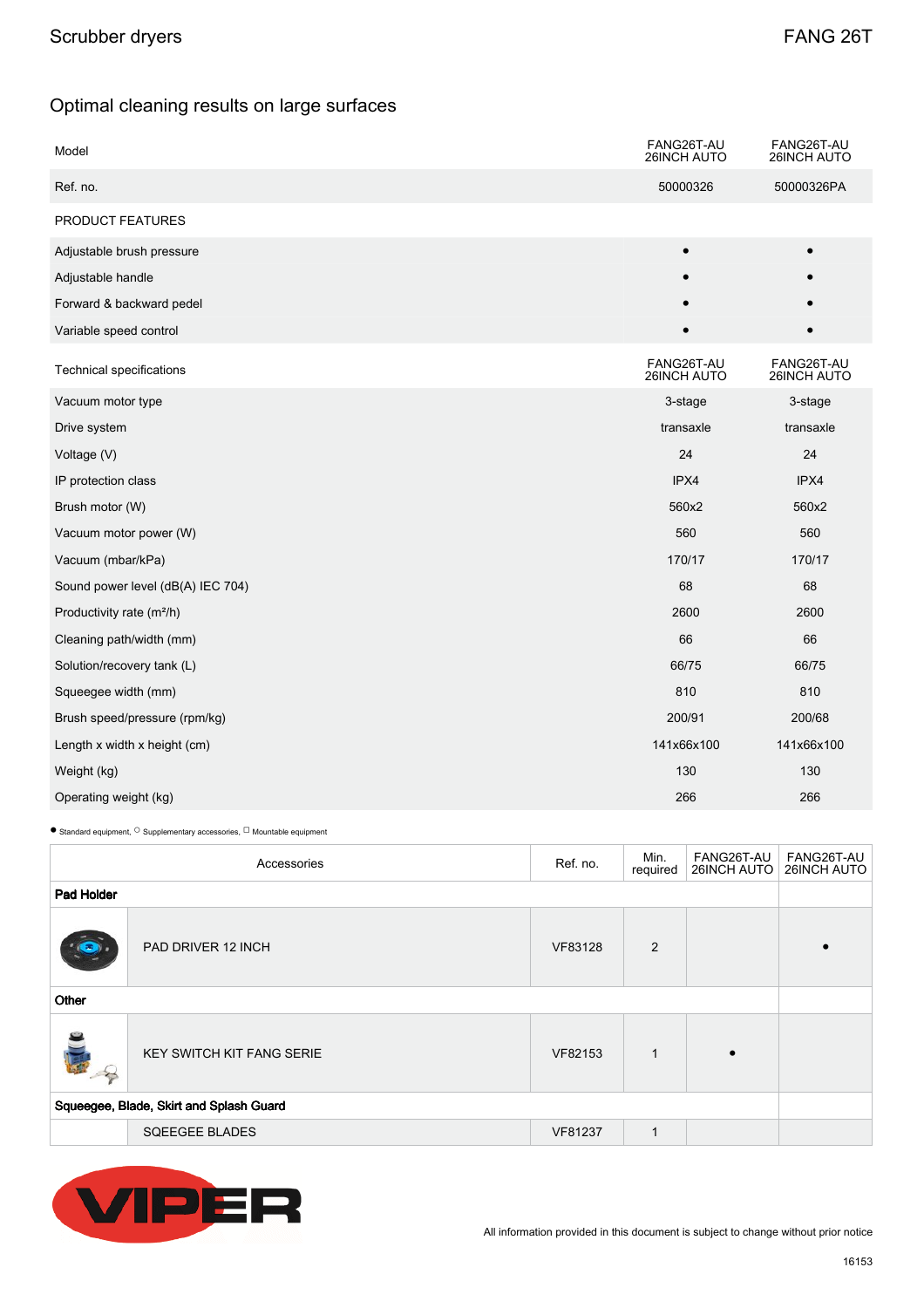Scrubber dryers

FANG 26T

## Optimal cleaning results on large surfaces

| Model | FANG26T-AU 26INCH AUTO | FANG26T-AU 26INCH AUTO |
| --- | --- | --- |
| Ref. no. | 50000326 | 50000326PA |
| PRODUCT FEATURES | | |
| Adjustable brush pressure | • | • |
| Adjustable handle | • | • |
| Forward & backward pedel | • | • |
| Variable speed control | • | • |

| Technical specifications | FANG26T-AU 26INCH AUTO | FANG26T-AU 26INCH AUTO |
| --- | --- | --- |
| Vacuum motor type | 3-stage | 3-stage |
| Drive system | transaxle | transaxle |
| Voltage (V) | 24 | 24 |
| IP protection class | IPX4 | IPX4 |
| Brush motor (W) | 560x2 | 560x2 |
| Vacuum motor power (W) | 560 | 560 |
| Vacuum (mbar/kPa) | 170/17 | 170/17 |
| Sound power level (dB(A) IEC 704) | 68 | 68 |
| Productivity rate (m²/h) | 2600 | 2600 |
| Cleaning path/width (mm) | 66 | 66 |
| Solution/recovery tank (L) | 66/75 | 66/75 |
| Squeegee width (mm) | 810 | 810 |
| Brush speed/pressure (rpm/kg) | 200/91 | 200/68 |
| Length x width x height (cm) | 141x66x100 | 141x66x100 |
| Weight (kg) | 130 | 130 |
| Operating weight (kg) | 266 | 266 |

● Standard equipment, ○ Supplementary accessories, □ Mountable equipment

| | Accessories | Ref. no. | Min. required | FANG26T-AU 26INCH AUTO | FANG26T-AU 26INCH AUTO |
| --- | --- | --- | --- | --- | --- |
| **Pad Holder** | | | | | |
| | PAD DRIVER 12 INCH | VF83128 | 2 | | • |
| **Other** | | | | | |
| | KEY SWITCH KIT FANG SERIE | VF82153 | 1 | • | |
| **Squeegee, Blade, Skirt and Splash Guard** | | | | | |
| | SQEEGEE BLADES | VF81237 | 1 | | |

All information provided in this document is subject to change without prior notice

16153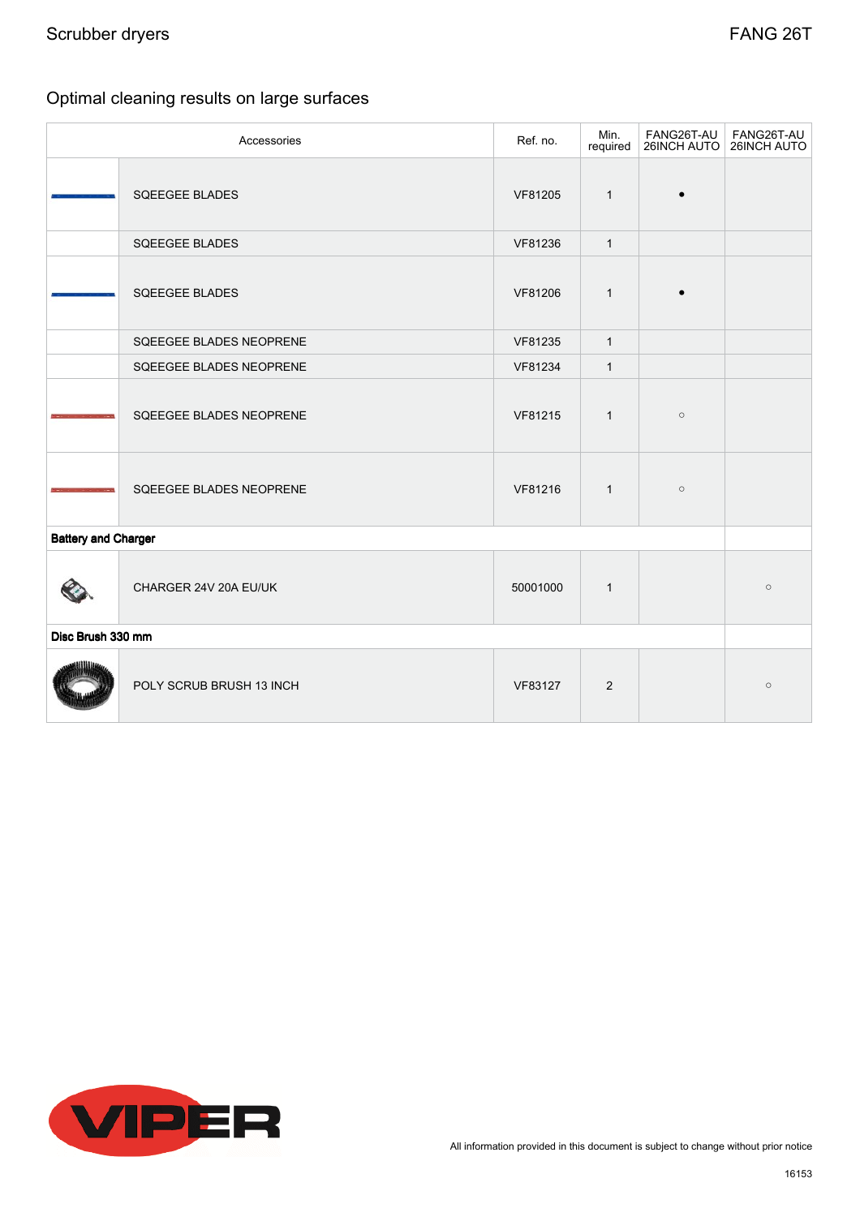## Optimal cleaning results on large surfaces

| Accessories | | Ref. no. | Min. required | FANG26T-AU 26INCH AUTO | FANG26T-AU 26INCH AUTO |
|---|---|---|---|---|---|
| | SQEEGEE BLADES | VF81205 | 1 | • | |
| | SQEEGEE BLADES | VF81236 | 1 | | |
| | SQEEGEE BLADES | VF81206 | 1 | • | |
| | SQEEGEE BLADES NEOPRENE | VF81235 | 1 | | |
| | SQEEGEE BLADES NEOPRENE | VF81234 | 1 | | |
| | SQEEGEE BLADES NEOPRENE | VF81215 | 1 | ○ | |
| | SQEEGEE BLADES NEOPRENE | VF81216 | 1 | ○ | |
| **Battery and Charger** | | | | | |
| | CHARGER 24V 20A EU/UK | 50001000 | 1 | | ○ |
| **Disc Brush 330 mm** | | | | | |
| | POLY SCRUB BRUSH 13 INCH | VF83127 | 2 | | ○ |

All information provided in this document is subject to change without prior notice

16153